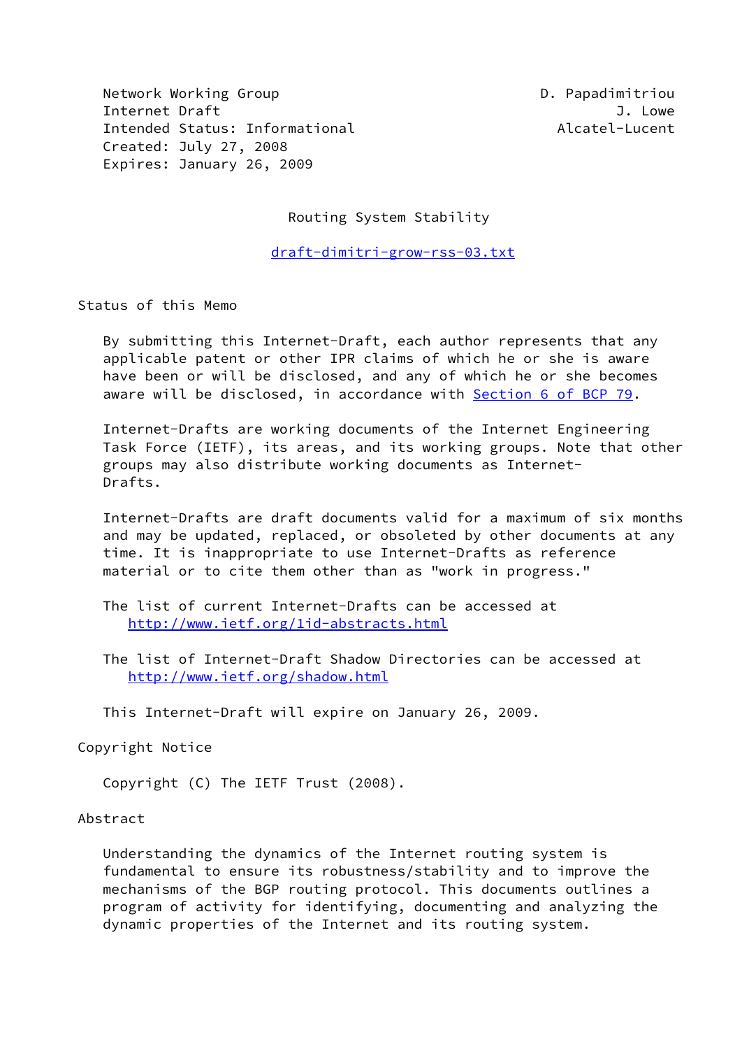Network Working Group D. Papadimitriou
Internet Draft J. Lowe
Intended Status: Informational Alcatel-Lucent
Created: July 27, 2008
Expires: January 26, 2009

# Routing System Stability

draft-dimitri-grow-rss-03.txt

## Status of this Memo

By submitting this Internet-Draft, each author represents that any applicable patent or other IPR claims of which he or she is aware have been or will be disclosed, and any of which he or she becomes aware will be disclosed, in accordance with Section 6 of BCP 79.

Internet-Drafts are working documents of the Internet Engineering Task Force (IETF), its areas, and its working groups. Note that other groups may also distribute working documents as Internet-Drafts.

Internet-Drafts are draft documents valid for a maximum of six months and may be updated, replaced, or obsoleted by other documents at any time. It is inappropriate to use Internet-Drafts as reference material or to cite them other than as "work in progress."

The list of current Internet-Drafts can be accessed at
http://www.ietf.org/1id-abstracts.html

The list of Internet-Draft Shadow Directories can be accessed at
http://www.ietf.org/shadow.html

This Internet-Draft will expire on January 26, 2009.

## Copyright Notice

Copyright (C) The IETF Trust (2008).

## Abstract

Understanding the dynamics of the Internet routing system is fundamental to ensure its robustness/stability and to improve the mechanisms of the BGP routing protocol. This documents outlines a program of activity for identifying, documenting and analyzing the dynamic properties of the Internet and its routing system.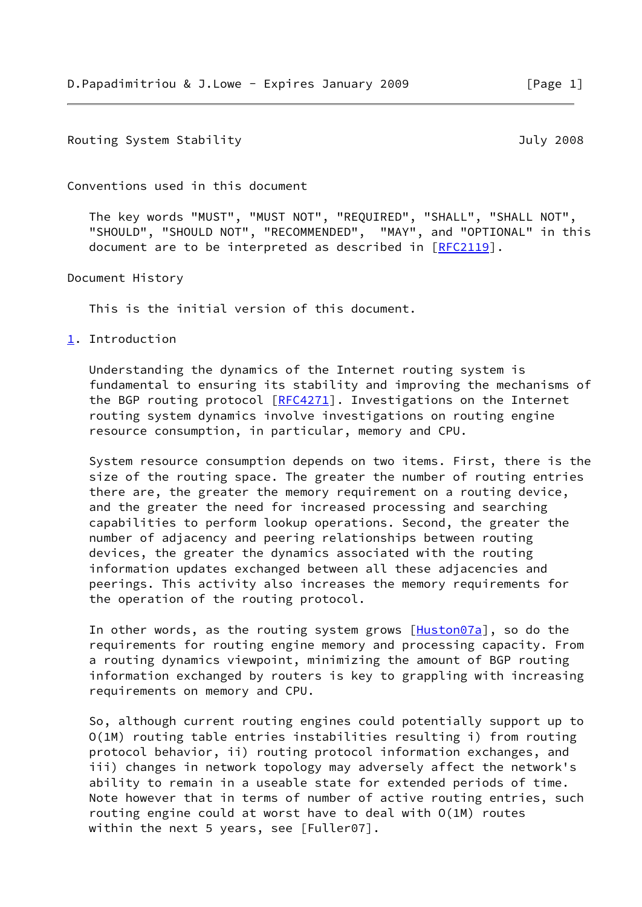Conventions used in this document

The key words "MUST", "MUST NOT", "REQUIRED", "SHALL", "SHALL NOT", "SHOULD", "SHOULD NOT", "RECOMMENDED", "MAY", and "OPTIONAL" in this document are to be interpreted as described in [RFC2119].

Document History

This is the initial version of this document.

# 1. Introduction

Understanding the dynamics of the Internet routing system is fundamental to ensuring its stability and improving the mechanisms of the BGP routing protocol [RFC4271]. Investigations on the Internet routing system dynamics involve investigations on routing engine resource consumption, in particular, memory and CPU.

System resource consumption depends on two items. First, there is the size of the routing space. The greater the number of routing entries there are, the greater the memory requirement on a routing device, and the greater the need for increased processing and searching capabilities to perform lookup operations. Second, the greater the number of adjacency and peering relationships between routing devices, the greater the dynamics associated with the routing information updates exchanged between all these adjacencies and peerings. This activity also increases the memory requirements for the operation of the routing protocol.

In other words, as the routing system grows [Huston07a], so do the requirements for routing engine memory and processing capacity. From a routing dynamics viewpoint, minimizing the amount of BGP routing information exchanged by routers is key to grappling with increasing requirements on memory and CPU.

So, although current routing engines could potentially support up to O(1M) routing table entries instabilities resulting i) from routing protocol behavior, ii) routing protocol information exchanges, and iii) changes in network topology may adversely affect the network's ability to remain in a useable state for extended periods of time. Note however that in terms of number of active routing entries, such routing engine could at worst have to deal with O(1M) routes within the next 5 years, see [Fuller07].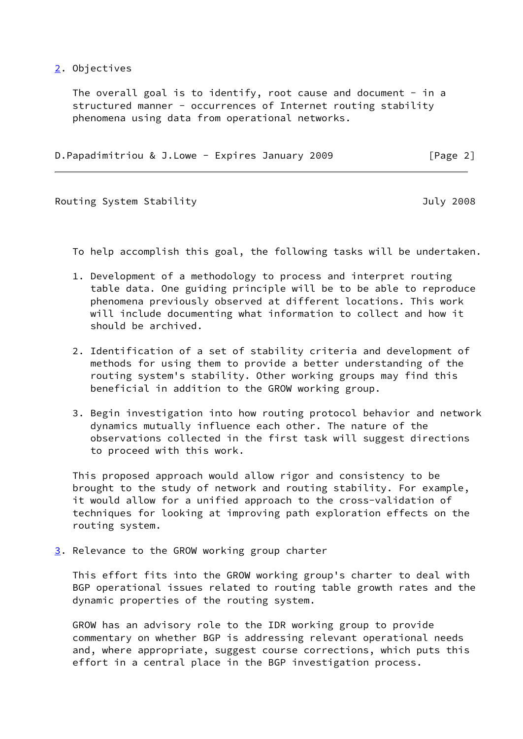## 2. Objectives

The overall goal is to identify, root cause and document - in a structured manner - occurrences of Internet routing stability phenomena using data from operational networks.

To help accomplish this goal, the following tasks will be undertaken.

1. Development of a methodology to process and interpret routing table data. One guiding principle will be to be able to reproduce phenomena previously observed at different locations. This work will include documenting what information to collect and how it should be archived.

2. Identification of a set of stability criteria and development of methods for using them to provide a better understanding of the routing system's stability. Other working groups may find this beneficial in addition to the GROW working group.

3. Begin investigation into how routing protocol behavior and network dynamics mutually influence each other. The nature of the observations collected in the first task will suggest directions to proceed with this work.

This proposed approach would allow rigor and consistency to be brought to the study of network and routing stability. For example, it would allow for a unified approach to the cross-validation of techniques for looking at improving path exploration effects on the routing system.

## 3. Relevance to the GROW working group charter

This effort fits into the GROW working group's charter to deal with BGP operational issues related to routing table growth rates and the dynamic properties of the routing system.

GROW has an advisory role to the IDR working group to provide commentary on whether BGP is addressing relevant operational needs and, where appropriate, suggest course corrections, which puts this effort in a central place in the BGP investigation process.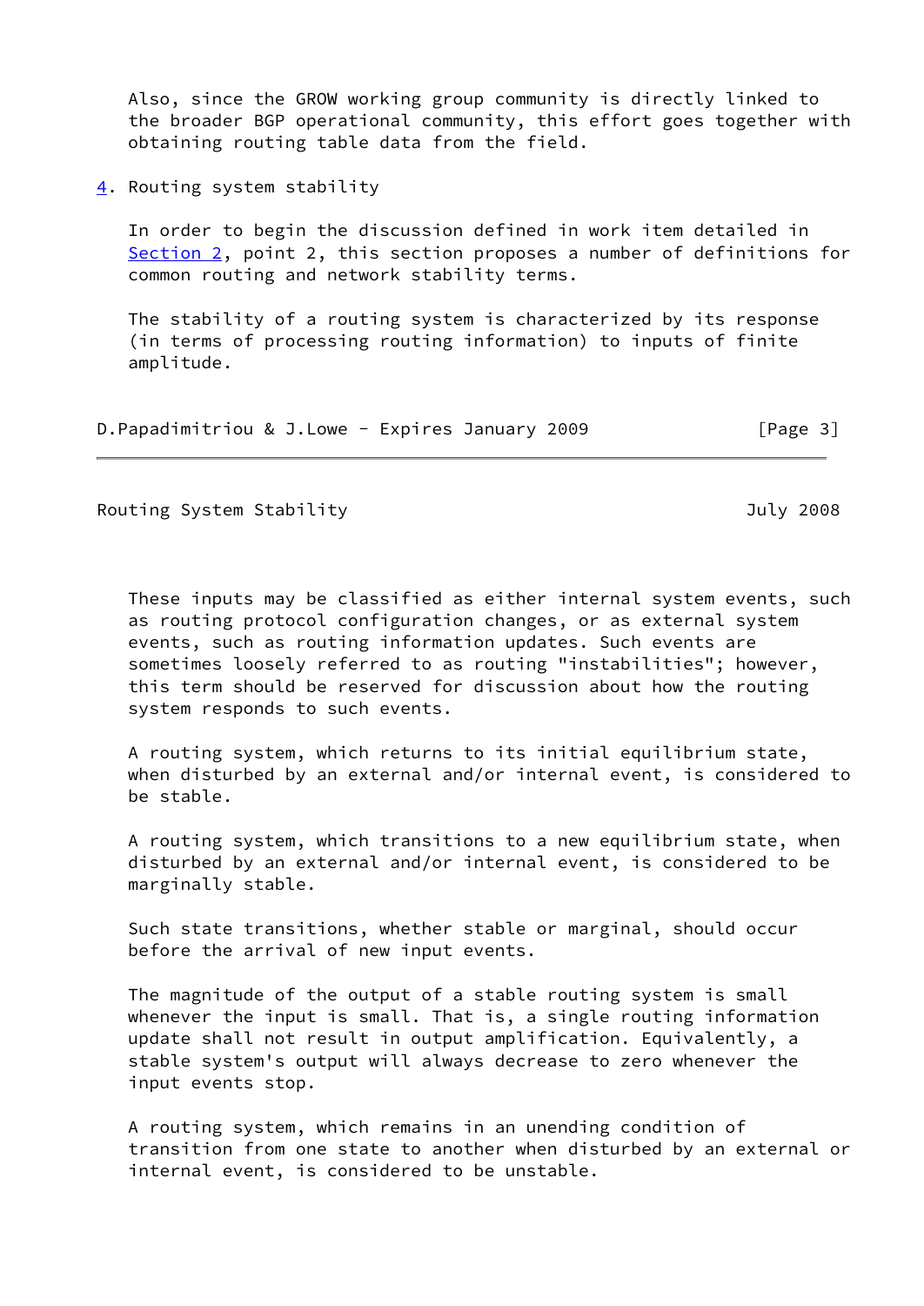Also, since the GROW working group community is directly linked to the broader BGP operational community, this effort goes together with obtaining routing table data from the field.

## 4. Routing system stability

In order to begin the discussion defined in work item detailed in Section 2, point 2, this section proposes a number of definitions for common routing and network stability terms.

The stability of a routing system is characterized by its response (in terms of processing routing information) to inputs of finite amplitude.

These inputs may be classified as either internal system events, such as routing protocol configuration changes, or as external system events, such as routing information updates. Such events are sometimes loosely referred to as routing "instabilities"; however, this term should be reserved for discussion about how the routing system responds to such events.

A routing system, which returns to its initial equilibrium state, when disturbed by an external and/or internal event, is considered to be stable.

A routing system, which transitions to a new equilibrium state, when disturbed by an external and/or internal event, is considered to be marginally stable.

Such state transitions, whether stable or marginal, should occur before the arrival of new input events.

The magnitude of the output of a stable routing system is small whenever the input is small. That is, a single routing information update shall not result in output amplification. Equivalently, a stable system's output will always decrease to zero whenever the input events stop.

A routing system, which remains in an unending condition of transition from one state to another when disturbed by an external or internal event, is considered to be unstable.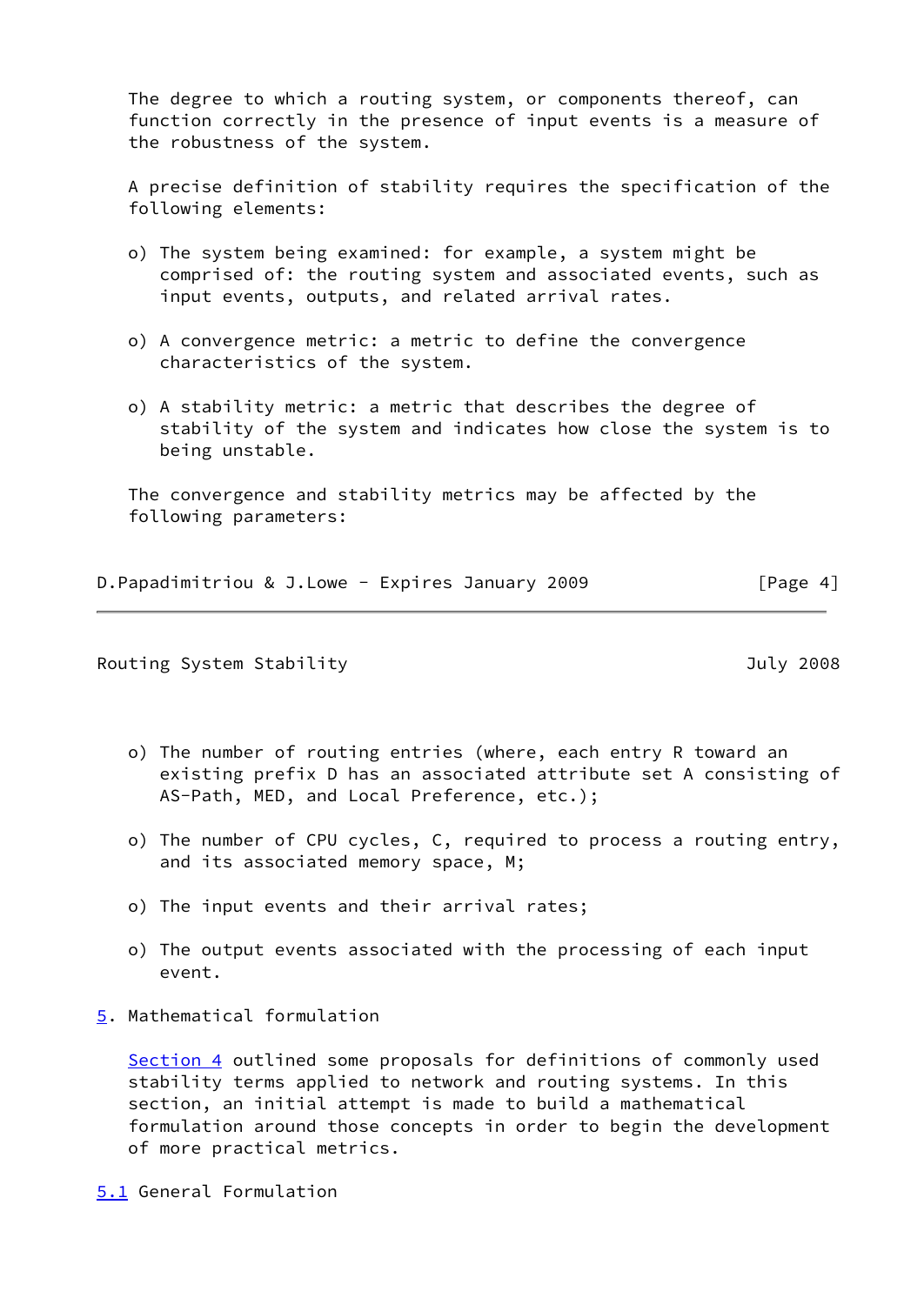The degree to which a routing system, or components thereof, can function correctly in the presence of input events is a measure of the robustness of the system.

A precise definition of stability requires the specification of the following elements:

- o) The system being examined: for example, a system might be comprised of: the routing system and associated events, such as input events, outputs, and related arrival rates.

- o) A convergence metric: a metric to define the convergence characteristics of the system.

- o) A stability metric: a metric that describes the degree of stability of the system and indicates how close the system is to being unstable.

The convergence and stability metrics may be affected by the following parameters:

- o) The number of routing entries (where, each entry R toward an existing prefix D has an associated attribute set A consisting of AS-Path, MED, and Local Preference, etc.);

- o) The number of CPU cycles, C, required to process a routing entry, and its associated memory space, M;

- o) The input events and their arrival rates;

- o) The output events associated with the processing of each input event.

## 5. Mathematical formulation

Section 4 outlined some proposals for definitions of commonly used stability terms applied to network and routing systems. In this section, an initial attempt is made to build a mathematical formulation around those concepts in order to begin the development of more practical metrics.

### 5.1 General Formulation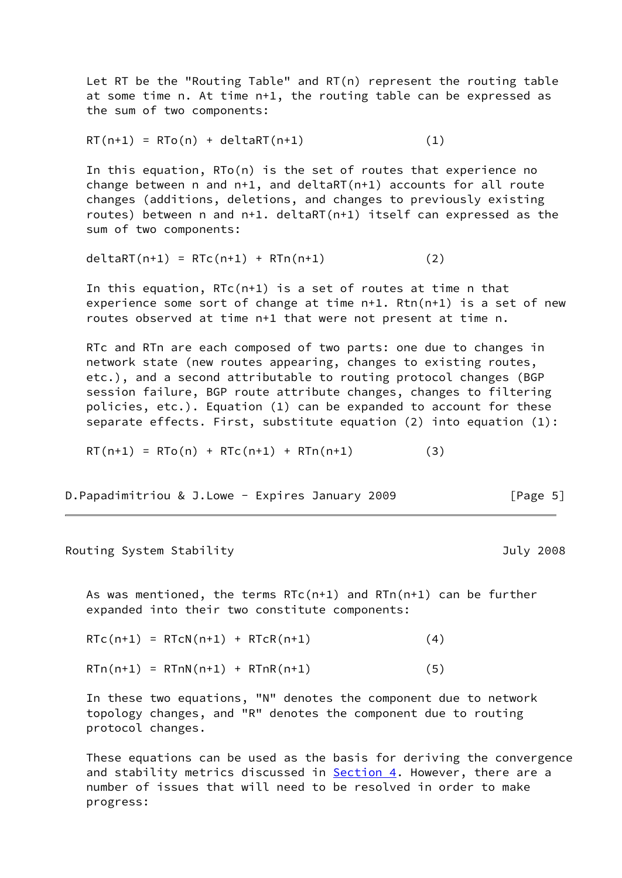Let RT be the "Routing Table" and RT(n) represent the routing table at some time n. At time n+1, the routing table can be expressed as the sum of two components:

$$RT(n+1) = RTo(n) + deltaRT(n+1) \qquad (1)$$

In this equation, RTo(n) is the set of routes that experience no change between n and n+1, and deltaRT(n+1) accounts for all route changes (additions, deletions, and changes to previously existing routes) between n and n+1. deltaRT(n+1) itself can expressed as the sum of two components:

$$deltaRT(n+1) = RTc(n+1) + RTn(n+1) \qquad (2)$$

In this equation, RTc(n+1) is a set of routes at time n that experience some sort of change at time n+1. Rtn(n+1) is a set of new routes observed at time n+1 that were not present at time n.

RTc and RTn are each composed of two parts: one due to changes in network state (new routes appearing, changes to existing routes, etc.), and a second attributable to routing protocol changes (BGP session failure, BGP route attribute changes, changes to filtering policies, etc.). Equation (1) can be expanded to account for these separate effects. First, substitute equation (2) into equation (1):

$$RT(n+1) = RTo(n) + RTc(n+1) + RTn(n+1) \qquad (3)$$

As was mentioned, the terms RTc(n+1) and RTn(n+1) can be further expanded into their two constitute components:

$$RTc(n+1) = RTcN(n+1) + RTcR(n+1) \qquad (4)$$

$$RTn(n+1) = RTnN(n+1) + RTnR(n+1) \qquad (5)$$

In these two equations, "N" denotes the component due to network topology changes, and "R" denotes the component due to routing protocol changes.

These equations can be used as the basis for deriving the convergence and stability metrics discussed in Section 4. However, there are a number of issues that will need to be resolved in order to make progress: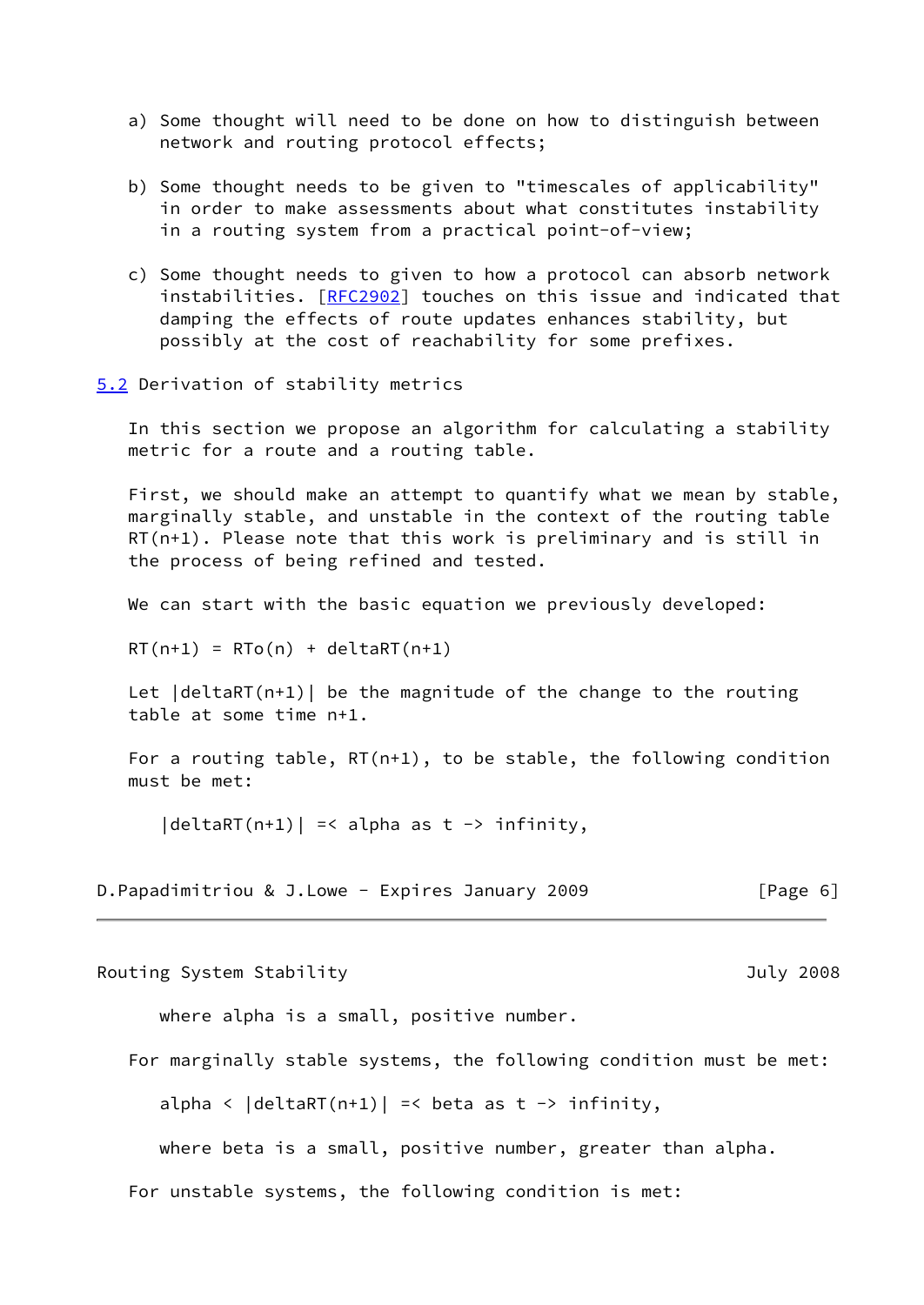a) Some thought will need to be done on how to distinguish between network and routing protocol effects;

b) Some thought needs to be given to "timescales of applicability" in order to make assessments about what constitutes instability in a routing system from a practical point-of-view;

c) Some thought needs to given to how a protocol can absorb network instabilities. [RFC2902] touches on this issue and indicated that damping the effects of route updates enhances stability, but possibly at the cost of reachability for some prefixes.

## 5.2 Derivation of stability metrics

In this section we propose an algorithm for calculating a stability metric for a route and a routing table.

First, we should make an attempt to quantify what we mean by stable, marginally stable, and unstable in the context of the routing table RT(n+1). Please note that this work is preliminary and is still in the process of being refined and tested.

We can start with the basic equation we previously developed:

$$RT(n+1) = RTo(n) + deltaRT(n+1)$$

Let $|deltaRT(n+1)|$ be the magnitude of the change to the routing table at some time n+1.

For a routing table, RT(n+1), to be stable, the following condition must be met:

$$|deltaRT(n+1)| \leq alpha \text{ as } t \to \infty,$$

where alpha is a small, positive number.

For marginally stable systems, the following condition must be met:

$$alpha < |deltaRT(n+1)| \leq beta \text{ as } t \to \infty,$$

where beta is a small, positive number, greater than alpha.

For unstable systems, the following condition is met: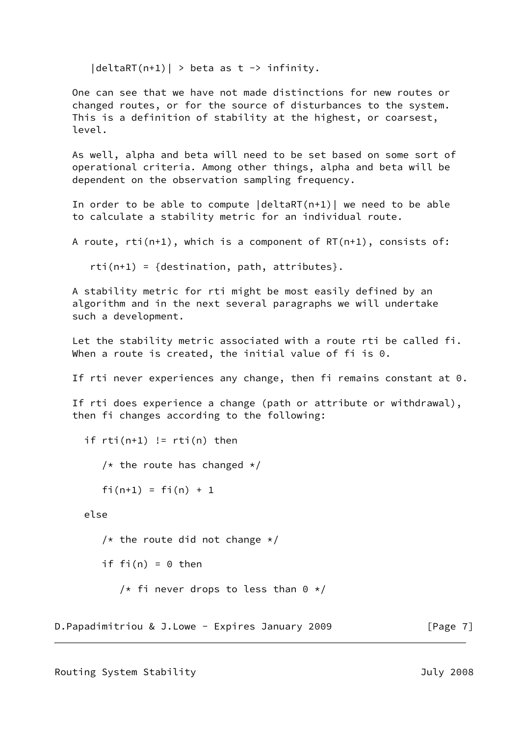$|deltaRT(n+1)| > beta$ as $t \rightarrow$ infinity.

One can see that we have not made distinctions for new routes or changed routes, or for the source of disturbances to the system. This is a definition of stability at the highest, or coarsest, level.

As well, alpha and beta will need to be set based on some sort of operational criteria. Among other things, alpha and beta will be dependent on the observation sampling frequency.

In order to be able to compute $|deltaRT(n+1)|$ we need to be able to calculate a stability metric for an individual route.

A route, $rti(n+1)$, which is a component of $RT(n+1)$, consists of:

$rti(n+1) = \{destination, path, attributes\}$.

A stability metric for rti might be most easily defined by an algorithm and in the next several paragraphs we will undertake such a development.

Let the stability metric associated with a route rti be called fi. When a route is created, the initial value of fi is 0.

If rti never experiences any change, then fi remains constant at 0.

If rti does experience a change (path or attribute or withdrawal), then fi changes according to the following:

```
  if rti(n+1) != rti(n) then

     /* the route has changed */

     fi(n+1) = fi(n) + 1

  else

     /* the route did not change */

     if fi(n) = 0 then

        /* fi never drops to less than 0 */
```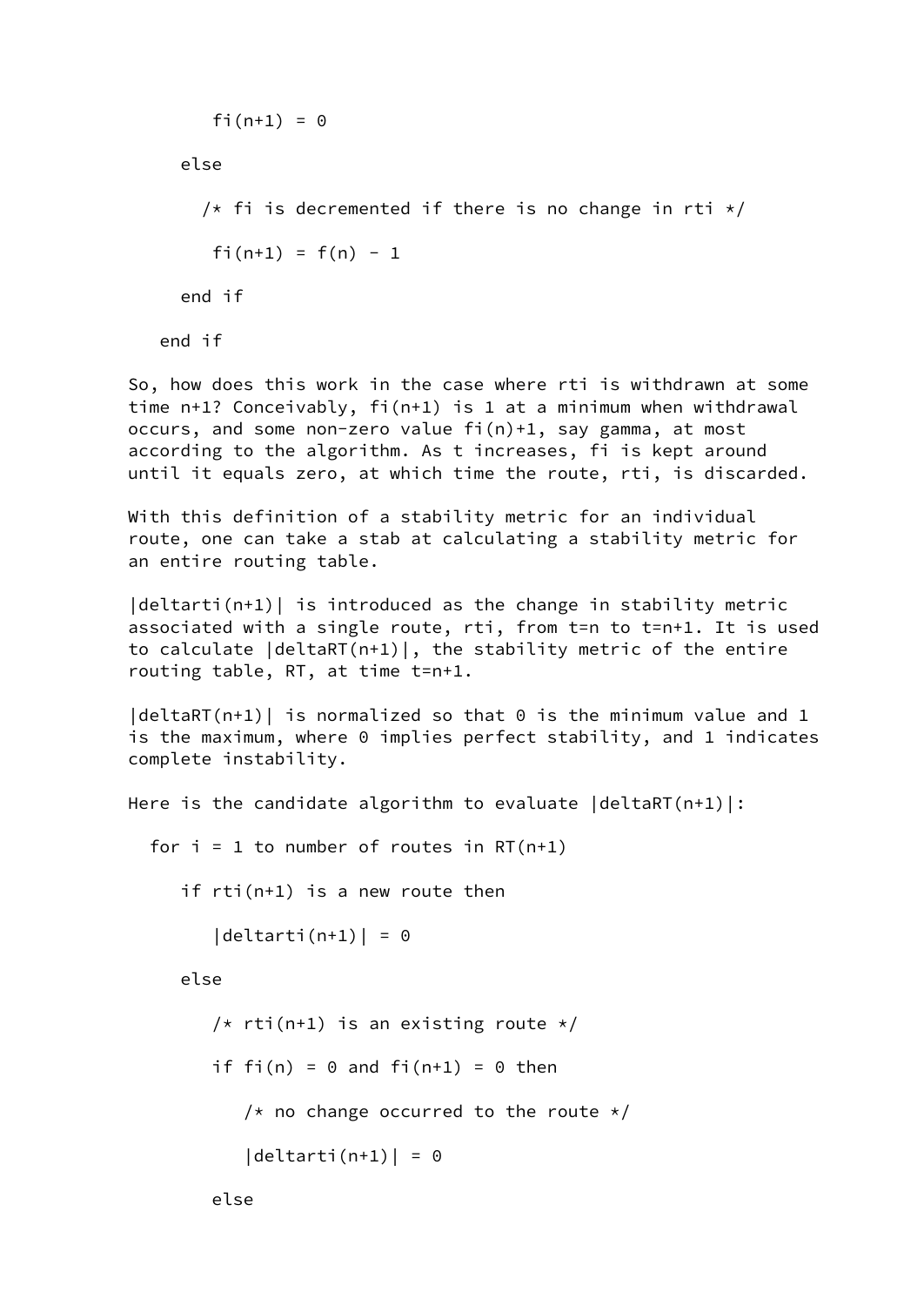```
         fi(n+1) = 0

      else

        /* fi is decremented if there is no change in rti */

         fi(n+1) = f(n) - 1

      end if

    end if
```

So, how does this work in the case where rti is withdrawn at some time n+1? Conceivably, fi(n+1) is 1 at a minimum when withdrawal occurs, and some non-zero value fi(n)+1, say gamma, at most according to the algorithm. As t increases, fi is kept around until it equals zero, at which time the route, rti, is discarded.

With this definition of a stability metric for an individual route, one can take a stab at calculating a stability metric for an entire routing table.

|deltarti(n+1)| is introduced as the change in stability metric associated with a single route, rti, from t=n to t=n+1. It is used to calculate |deltaRT(n+1)|, the stability metric of the entire routing table, RT, at time t=n+1.

|deltaRT(n+1)| is normalized so that 0 is the minimum value and 1 is the maximum, where 0 implies perfect stability, and 1 indicates complete instability.

Here is the candidate algorithm to evaluate |deltaRT(n+1)|:

```
   for i = 1 to number of routes in RT(n+1)

      if rti(n+1) is a new route then

         |deltarti(n+1)| = 0

      else

         /* rti(n+1) is an existing route */

         if fi(n) = 0 and fi(n+1) = 0 then

            /* no change occurred to the route */

            |deltarti(n+1)| = 0

         else
```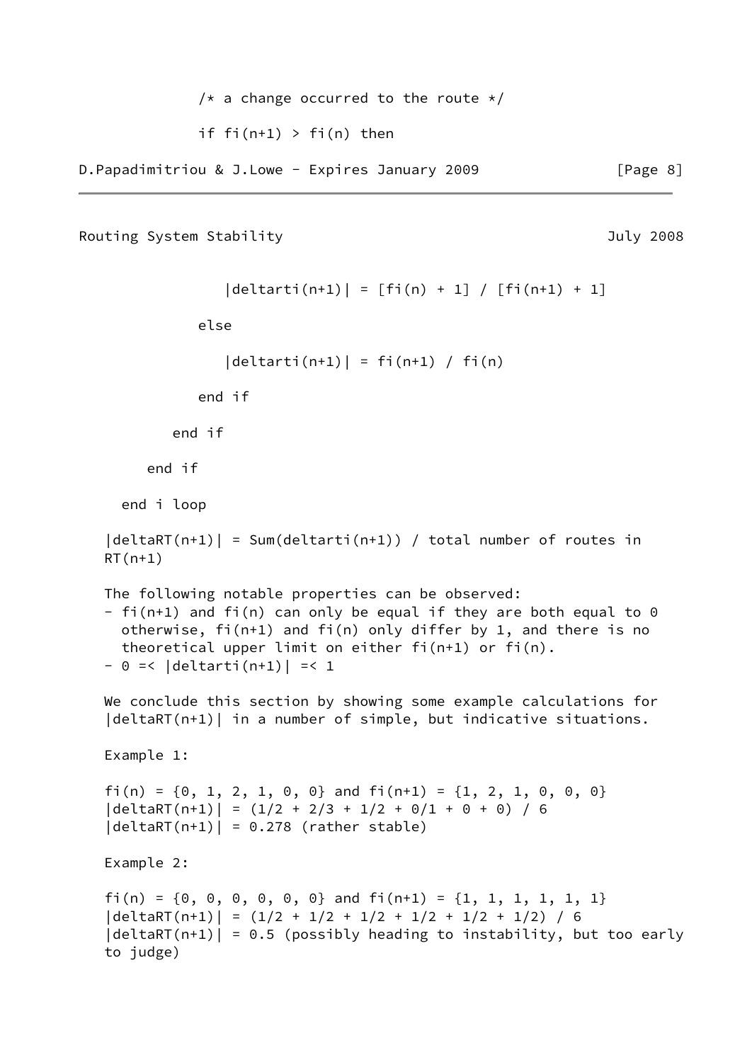```
            /* a change occurred to the route */

            if fi(n+1) > fi(n) then
```

```
               |deltarti(n+1)| = [fi(n) + 1] / [fi(n+1) + 1]

            else

               |deltarti(n+1)| = fi(n+1) / fi(n)

            end if

         end if

      end if

   end i loop

|deltaRT(n+1)| = Sum(deltarti(n+1)) / total number of routes in
RT(n+1)
```

The following notable properties can be observed:

- fi(n+1) and fi(n) can only be equal if they are both equal to 0 otherwise, fi(n+1) and fi(n) only differ by 1, and there is no theoretical upper limit on either fi(n+1) or fi(n).
- 0 =< |deltarti(n+1)| =< 1

We conclude this section by showing some example calculations for |deltaRT(n+1)| in a number of simple, but indicative situations.

Example 1:

```
fi(n) = {0, 1, 2, 1, 0, 0} and fi(n+1) = {1, 2, 1, 0, 0, 0}
|deltaRT(n+1)| = (1/2 + 2/3 + 1/2 + 0/1 + 0 + 0) / 6
|deltaRT(n+1)| = 0.278 (rather stable)
```

Example 2:

```
fi(n) = {0, 0, 0, 0, 0, 0} and fi(n+1) = {1, 1, 1, 1, 1, 1}
|deltaRT(n+1)| = (1/2 + 1/2 + 1/2 + 1/2 + 1/2 + 1/2) / 6
|deltaRT(n+1)| = 0.5 (possibly heading to instability, but too early
to judge)
```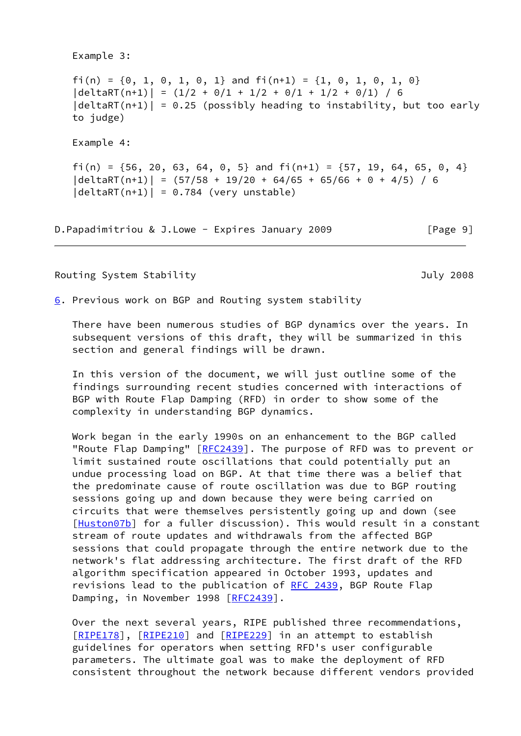Example 3:

$fi(n) = \{0, 1, 0, 1, 0, 1\}$ and $fi(n+1) = \{1, 0, 1, 0, 1, 0\}$

$|deltaRT(n+1)| = (1/2 + 0/1 + 1/2 + 0/1 + 1/2 + 0/1) / 6$

$|deltaRT(n+1)| = 0.25$ (possibly heading to instability, but too early to judge)

Example 4:

$fi(n) = \{56, 20, 63, 64, 0, 5\}$ and $fi(n+1) = \{57, 19, 64, 65, 0, 4\}$

$|deltaRT(n+1)| = (57/58 + 19/20 + 64/65 + 65/66 + 0 + 4/5) / 6$

$|deltaRT(n+1)| = 0.784$ (very unstable)

## 6. Previous work on BGP and Routing system stability

There have been numerous studies of BGP dynamics over the years. In subsequent versions of this draft, they will be summarized in this section and general findings will be drawn.

In this version of the document, we will just outline some of the findings surrounding recent studies concerned with interactions of BGP with Route Flap Damping (RFD) in order to show some of the complexity in understanding BGP dynamics.

Work began in the early 1990s on an enhancement to the BGP called "Route Flap Damping" [RFC2439]. The purpose of RFD was to prevent or limit sustained route oscillations that could potentially put an undue processing load on BGP. At that time there was a belief that the predominate cause of route oscillation was due to BGP routing sessions going up and down because they were being carried on circuits that were themselves persistently going up and down (see [Huston07b] for a fuller discussion). This would result in a constant stream of route updates and withdrawals from the affected BGP sessions that could propagate through the entire network due to the network's flat addressing architecture. The first draft of the RFD algorithm specification appeared in October 1993, updates and revisions lead to the publication of RFC 2439, BGP Route Flap Damping, in November 1998 [RFC2439].

Over the next several years, RIPE published three recommendations, [RIPE178], [RIPE210] and [RIPE229] in an attempt to establish guidelines for operators when setting RFD's user configurable parameters. The ultimate goal was to make the deployment of RFD consistent throughout the network because different vendors provided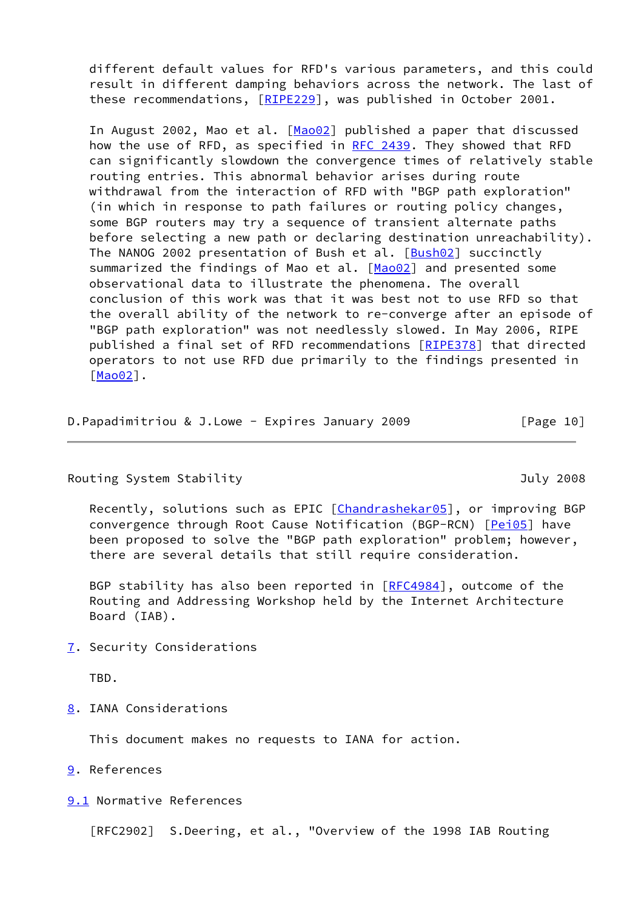different default values for RFD's various parameters, and this could result in different damping behaviors across the network. The last of these recommendations, [RIPE229], was published in October 2001.

In August 2002, Mao et al. [Mao02] published a paper that discussed how the use of RFD, as specified in RFC 2439. They showed that RFD can significantly slowdown the convergence times of relatively stable routing entries. This abnormal behavior arises during route withdrawal from the interaction of RFD with "BGP path exploration" (in which in response to path failures or routing policy changes, some BGP routers may try a sequence of transient alternate paths before selecting a new path or declaring destination unreachability). The NANOG 2002 presentation of Bush et al. [Bush02] succinctly summarized the findings of Mao et al. [Mao02] and presented some observational data to illustrate the phenomena. The overall conclusion of this work was that it was best not to use RFD so that the overall ability of the network to re-converge after an episode of "BGP path exploration" was not needlessly slowed. In May 2006, RIPE published a final set of RFD recommendations [RIPE378] that directed operators to not use RFD due primarily to the findings presented in [Mao02].

Recently, solutions such as EPIC [Chandrashekar05], or improving BGP convergence through Root Cause Notification (BGP-RCN) [Pei05] have been proposed to solve the "BGP path exploration" problem; however, there are several details that still require consideration.

BGP stability has also been reported in [RFC4984], outcome of the Routing and Addressing Workshop held by the Internet Architecture Board (IAB).

## 7. Security Considerations

TBD.

## 8. IANA Considerations

This document makes no requests to IANA for action.

## 9. References

### 9.1 Normative References

[RFC2902] S.Deering, et al., "Overview of the 1998 IAB Routing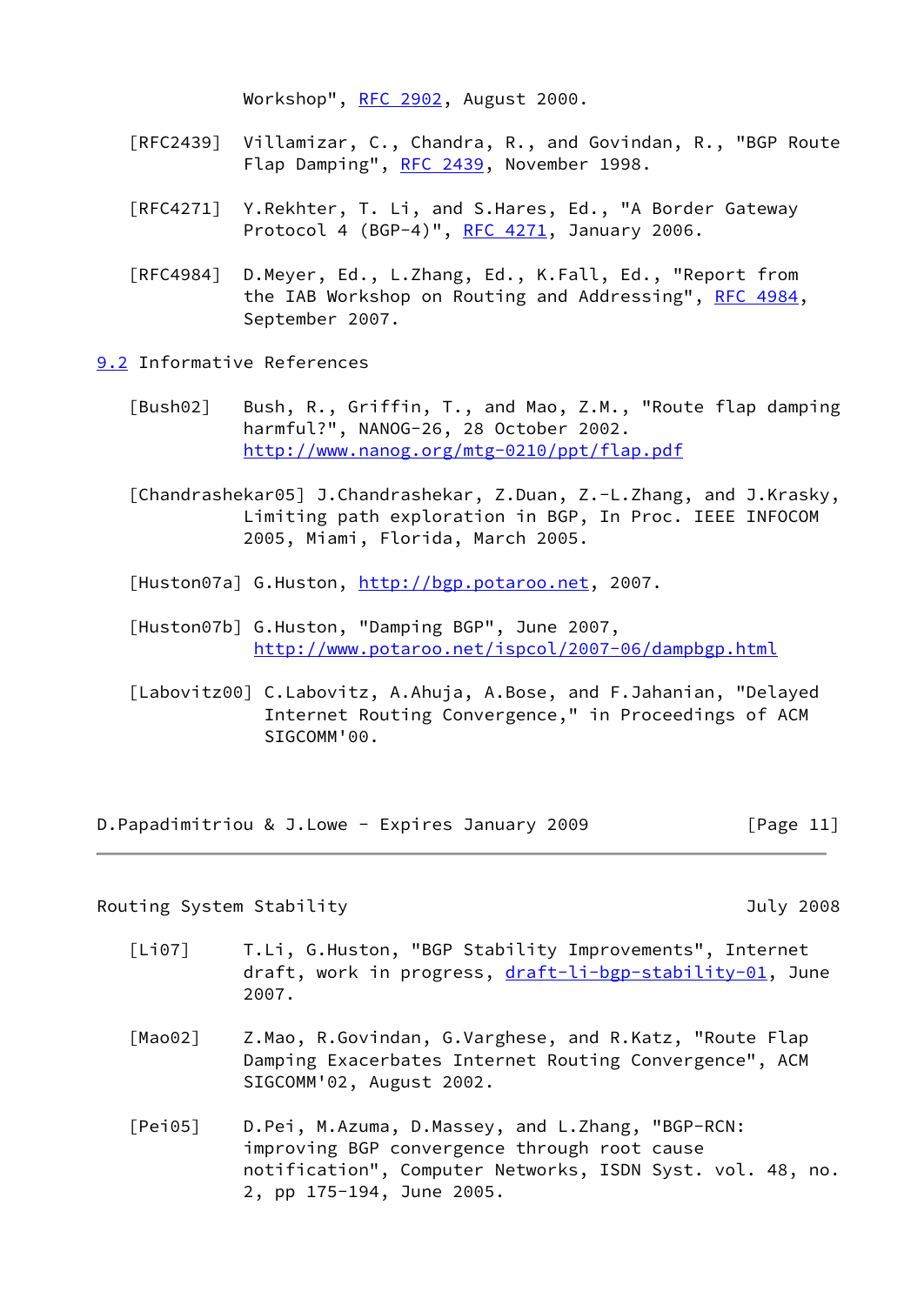Workshop", RFC 2902, August 2000.

[RFC2439] Villamizar, C., Chandra, R., and Govindan, R., "BGP Route Flap Damping", RFC 2439, November 1998.

[RFC4271] Y.Rekhter, T. Li, and S.Hares, Ed., "A Border Gateway Protocol 4 (BGP-4)", RFC 4271, January 2006.

[RFC4984] D.Meyer, Ed., L.Zhang, Ed., K.Fall, Ed., "Report from the IAB Workshop on Routing and Addressing", RFC 4984, September 2007.

## 9.2 Informative References

[Bush02] Bush, R., Griffin, T., and Mao, Z.M., "Route flap damping harmful?", NANOG-26, 28 October 2002. http://www.nanog.org/mtg-0210/ppt/flap.pdf

[Chandrashekar05] J.Chandrashekar, Z.Duan, Z.-L.Zhang, and J.Krasky, Limiting path exploration in BGP, In Proc. IEEE INFOCOM 2005, Miami, Florida, March 2005.

[Huston07a] G.Huston, http://bgp.potaroo.net, 2007.

[Huston07b] G.Huston, "Damping BGP", June 2007, http://www.potaroo.net/ispcol/2007-06/dampbgp.html

[Labovitz00] C.Labovitz, A.Ahuja, A.Bose, and F.Jahanian, "Delayed Internet Routing Convergence," in Proceedings of ACM SIGCOMM'00.

[Li07] T.Li, G.Huston, "BGP Stability Improvements", Internet draft, work in progress, draft-li-bgp-stability-01, June 2007.

[Mao02] Z.Mao, R.Govindan, G.Varghese, and R.Katz, "Route Flap Damping Exacerbates Internet Routing Convergence", ACM SIGCOMM'02, August 2002.

[Pei05] D.Pei, M.Azuma, D.Massey, and L.Zhang, "BGP-RCN: improving BGP convergence through root cause notification", Computer Networks, ISDN Syst. vol. 48, no. 2, pp 175-194, June 2005.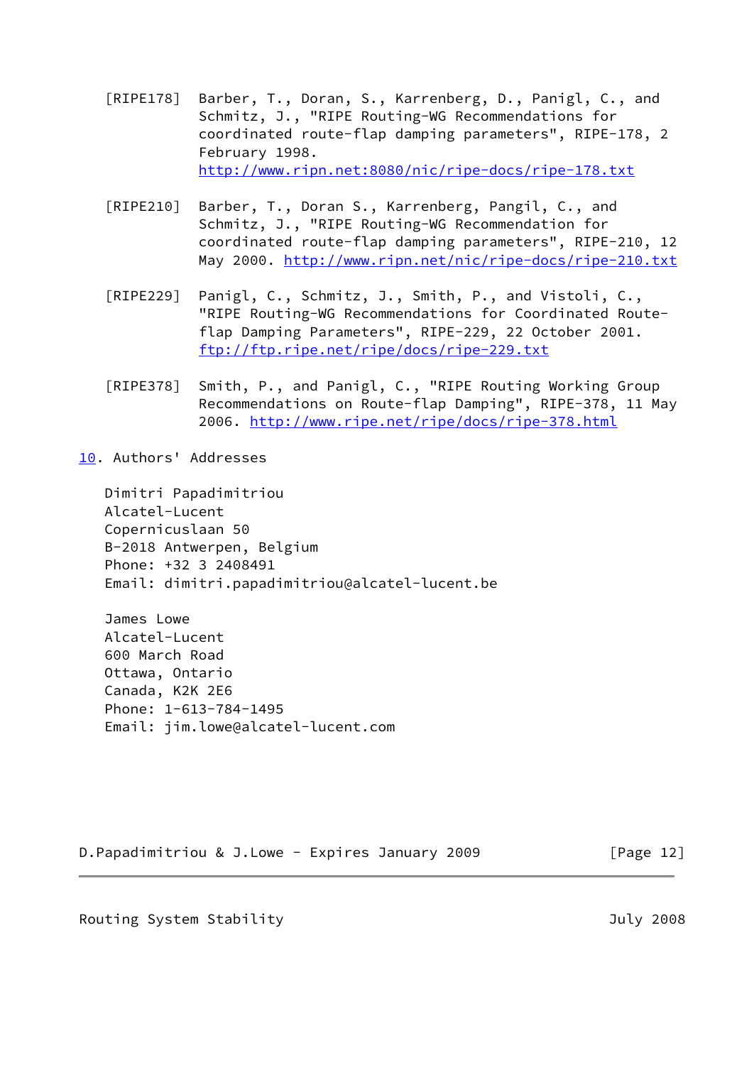[RIPE178] Barber, T., Doran, S., Karrenberg, D., Panigl, C., and Schmitz, J., "RIPE Routing-WG Recommendations for coordinated route-flap damping parameters", RIPE-178, 2 February 1998. http://www.ripn.net:8080/nic/ripe-docs/ripe-178.txt

[RIPE210] Barber, T., Doran S., Karrenberg, Pangil, C., and Schmitz, J., "RIPE Routing-WG Recommendation for coordinated route-flap damping parameters", RIPE-210, 12 May 2000. http://www.ripn.net/nic/ripe-docs/ripe-210.txt

[RIPE229] Panigl, C., Schmitz, J., Smith, P., and Vistoli, C., "RIPE Routing-WG Recommendations for Coordinated Route-flap Damping Parameters", RIPE-229, 22 October 2001. ftp://ftp.ripe.net/ripe/docs/ripe-229.txt

[RIPE378] Smith, P., and Panigl, C., "RIPE Routing Working Group Recommendations on Route-flap Damping", RIPE-378, 11 May 2006. http://www.ripe.net/ripe/docs/ripe-378.html

## 10. Authors' Addresses

Dimitri Papadimitriou
Alcatel-Lucent
Copernicuslaan 50
B-2018 Antwerpen, Belgium
Phone: +32 3 2408491
Email: dimitri.papadimitriou@alcatel-lucent.be

James Lowe
Alcatel-Lucent
600 March Road
Ottawa, Ontario
Canada, K2K 2E6
Phone: 1-613-784-1495
Email: jim.lowe@alcatel-lucent.com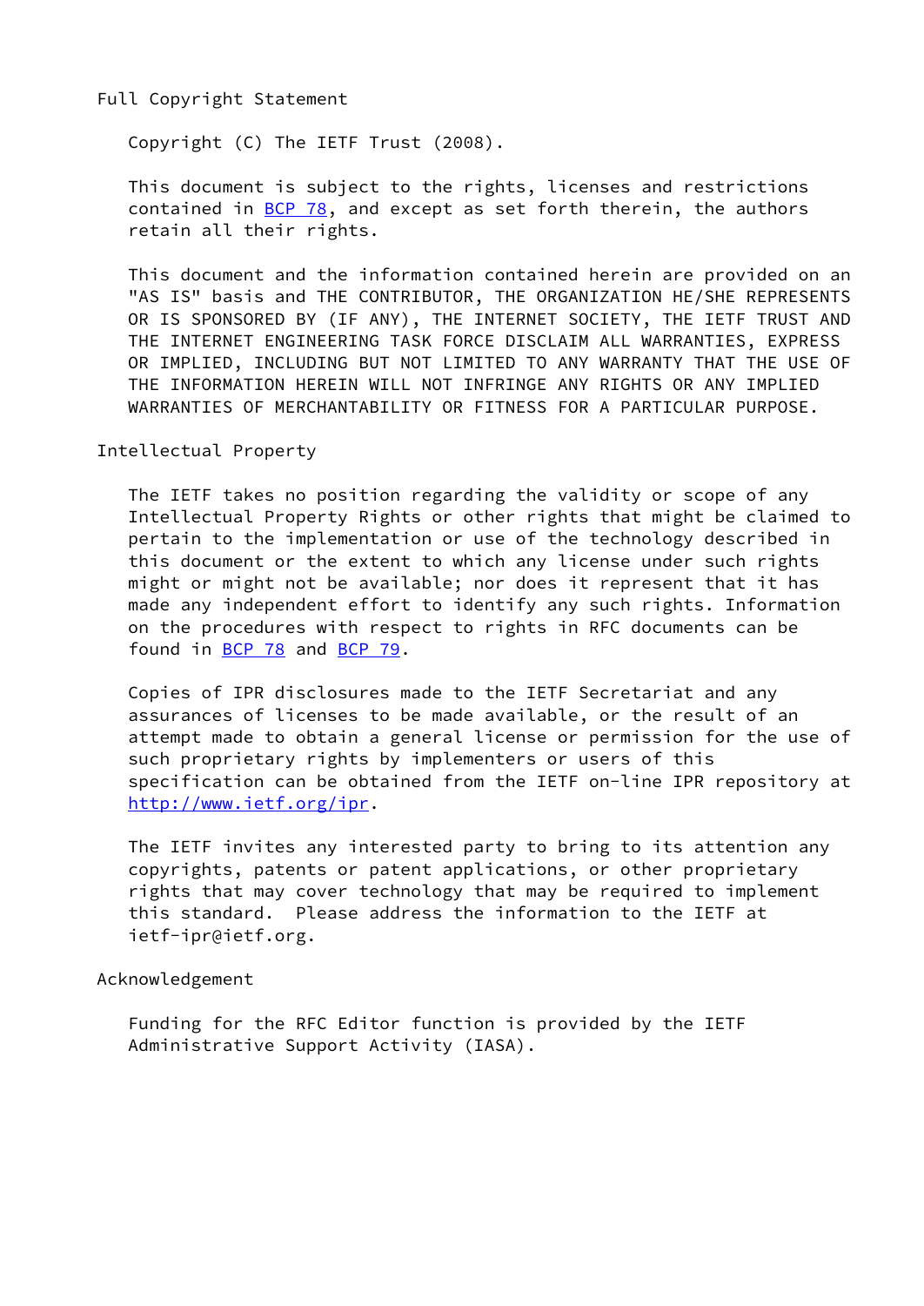## Full Copyright Statement

Copyright (C) The IETF Trust (2008).

This document is subject to the rights, licenses and restrictions contained in BCP 78, and except as set forth therein, the authors retain all their rights.

This document and the information contained herein are provided on an "AS IS" basis and THE CONTRIBUTOR, THE ORGANIZATION HE/SHE REPRESENTS OR IS SPONSORED BY (IF ANY), THE INTERNET SOCIETY, THE IETF TRUST AND THE INTERNET ENGINEERING TASK FORCE DISCLAIM ALL WARRANTIES, EXPRESS OR IMPLIED, INCLUDING BUT NOT LIMITED TO ANY WARRANTY THAT THE USE OF THE INFORMATION HEREIN WILL NOT INFRINGE ANY RIGHTS OR ANY IMPLIED WARRANTIES OF MERCHANTABILITY OR FITNESS FOR A PARTICULAR PURPOSE.

## Intellectual Property

The IETF takes no position regarding the validity or scope of any Intellectual Property Rights or other rights that might be claimed to pertain to the implementation or use of the technology described in this document or the extent to which any license under such rights might or might not be available; nor does it represent that it has made any independent effort to identify any such rights. Information on the procedures with respect to rights in RFC documents can be found in BCP 78 and BCP 79.

Copies of IPR disclosures made to the IETF Secretariat and any assurances of licenses to be made available, or the result of an attempt made to obtain a general license or permission for the use of such proprietary rights by implementers or users of this specification can be obtained from the IETF on-line IPR repository at http://www.ietf.org/ipr.

The IETF invites any interested party to bring to its attention any copyrights, patents or patent applications, or other proprietary rights that may cover technology that may be required to implement this standard. Please address the information to the IETF at ietf-ipr@ietf.org.

## Acknowledgement

Funding for the RFC Editor function is provided by the IETF Administrative Support Activity (IASA).